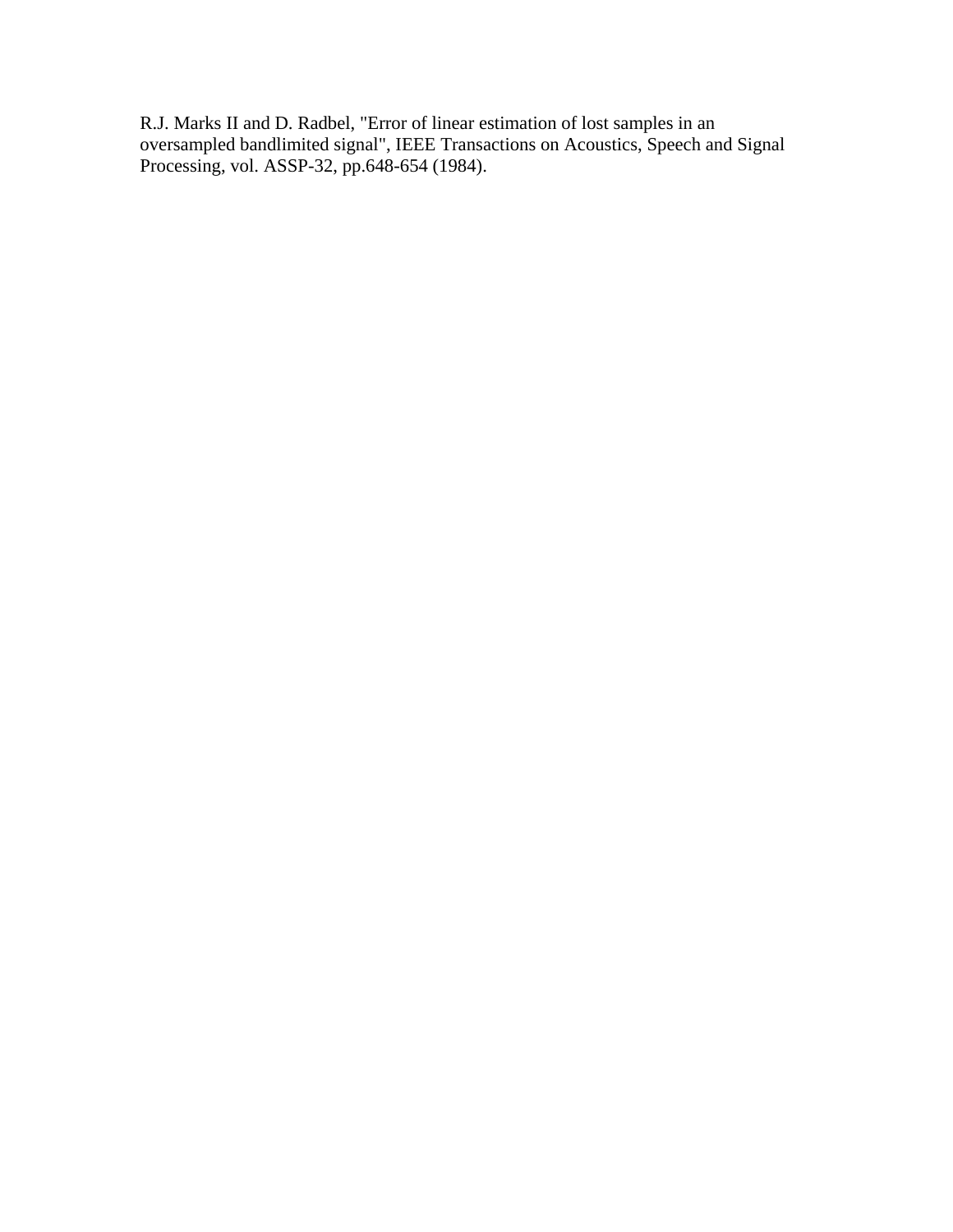R.J. Marks II and D. Radbel, "Error of linear estimation of lost samples in an oversampled bandlimited signal", IEEE Transactions on Acoustics, Speech and Signal Processing, vol. ASSP-32, pp.648-654 (1984).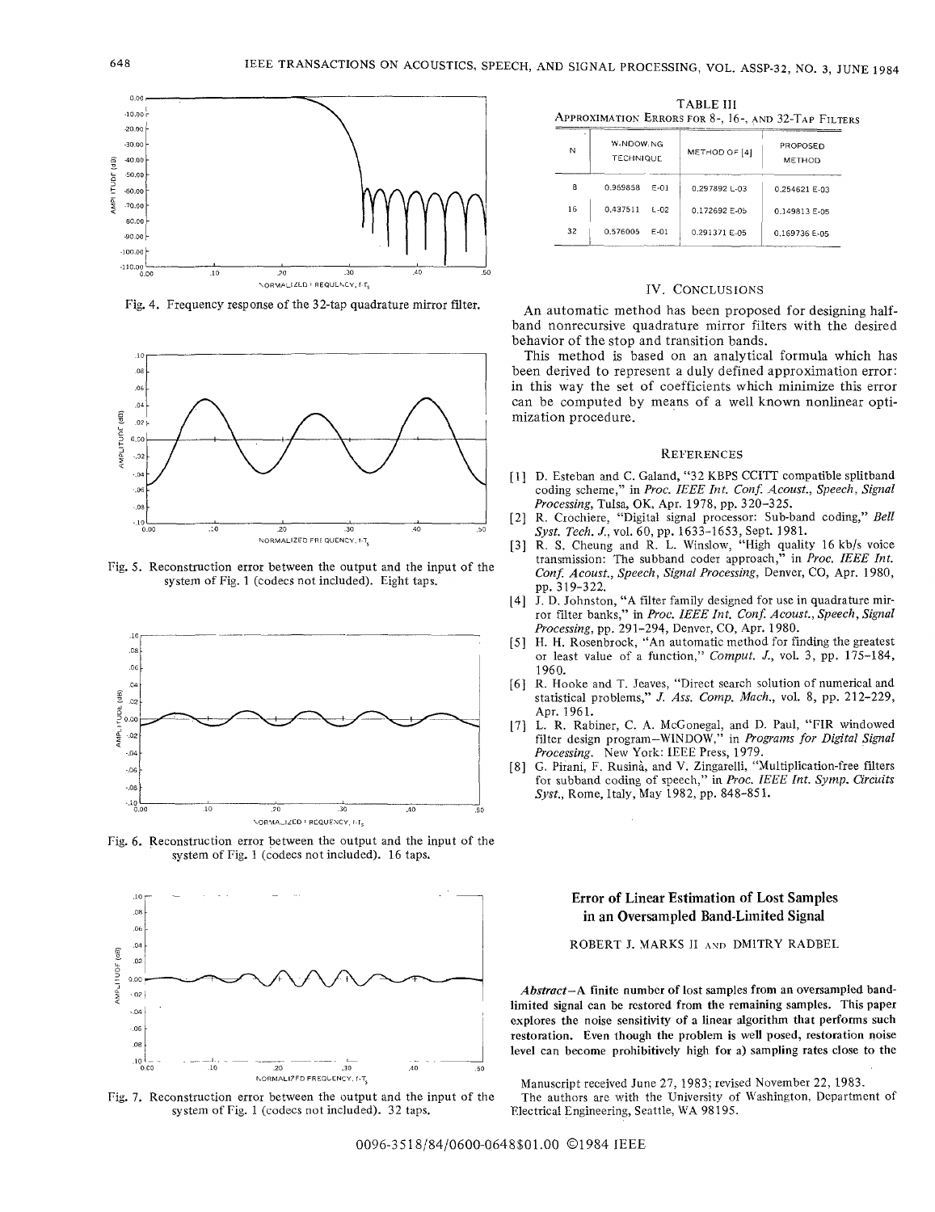Fig. 4. Frequency response of the 32-tap quadrature mirror filter.

Fig. 5. Reconstruction error between the output and the input of the system of Fig. 1 (codecs not included). Eight taps.

Fig. 6. Reconstruction error between the output and the input of the system of Fig. 1 (codecs not included). 16 taps.

Fig. 7. Reconstruction error between the output and the input of the system of Fig. 1 (codecs not included). 32 taps.

TABLE III
APPROXIMATION ERRORS FOR 8-, 16-, AND 32-TAP FILTERS

| N | WINDOWING TECHNIQUE | METHOD OF [4] | PROPOSED METHOD |
|---|---|---|---|
| 8 | 0.969858 E-01 | 0.297892 E-03 | 0.254621 E-03 |
| 16 | 0.437511 E-02 | 0.172692 E-05 | 0.149813 E-05 |
| 32 | 0.576005 E-01 | 0.291371 E-05 | 0.169736 E-05 |

## IV. CONCLUSIONS

An automatic method has been proposed for designing half-band nonrecursive quadrature mirror filters with the desired behavior of the stop and transition bands.

This method is based on an analytical formula which has been derived to represent a duly defined approximation error: in this way the set of coefficients which minimize this error can be computed by means of a well known nonlinear optimization procedure.

## REFERENCES

[1] D. Esteban and C. Galand, "32 KBPS CCITT compatible splitband coding scheme," in *Proc. IEEE Int. Conf. Acoust., Speech, Signal Processing*, Tulsa, OK, Apr. 1978, pp. 320-325.

[2] R. Crochiere, "Digital signal processor: Sub-band coding," *Bell Syst. Tech. J.*, vol. 60, pp. 1633-1653, Sept. 1981.

[3] R. S. Cheung and R. L. Winslow, "High quality 16 kb/s voice transmission: The subband coder approach," in *Proc. IEEE Int. Conf. Acoust., Speech, Signal Processing*, Denver, CO, Apr. 1980, pp. 319-322.

[4] J. D. Johnston, "A filter family designed for use in quadrature mirror filter banks," in *Proc. IEEE Int. Conf. Acoust., Speech, Signal Processing*, pp. 291-294, Denver, CO, Apr. 1980.

[5] H. H. Rosenbrock, "An automatic method for finding the greatest or least value of a function," *Comput. J.*, vol. 3, pp. 175-184, 1960.

[6] R. Hooke and T. Jeaves, "Direct search solution of numerical and statistical problems," *J. Ass. Comp. Mach.*, vol. 8, pp. 212-229, Apr. 1961.

[7] L. R. Rabiner, C. A. McGonegal, and D. Paul, "FIR windowed filter design program—WINDOW," in *Programs for Digital Signal Processing*. New York: IEEE Press, 1979.

[8] G. Pirani, F. Rusinà, and V. Zingarelli, "Multiplication-free filters for subband coding of speech," in *Proc. IEEE Int. Symp. Circuits Syst.*, Rome, Italy, May 1982, pp. 848-851.

# Error of Linear Estimation of Lost Samples in an Oversampled Band-Limited Signal

ROBERT J. MARKS II AND DMITRY RADBEL

***Abstract*—A finite number of lost samples from an oversampled band-limited signal can be restored from the remaining samples. This paper explores the noise sensitivity of a linear algorithm that performs such restoration. Even though the problem is well posed, restoration noise level can become prohibitively high for a) sampling rates close to the**

Manuscript received June 27, 1983; revised November 22, 1983.

The authors are with the University of Washington, Department of Electrical Engineering, Seattle, WA 98195.

0096-3518/84/0600-0648$01.00 ©1984 IEEE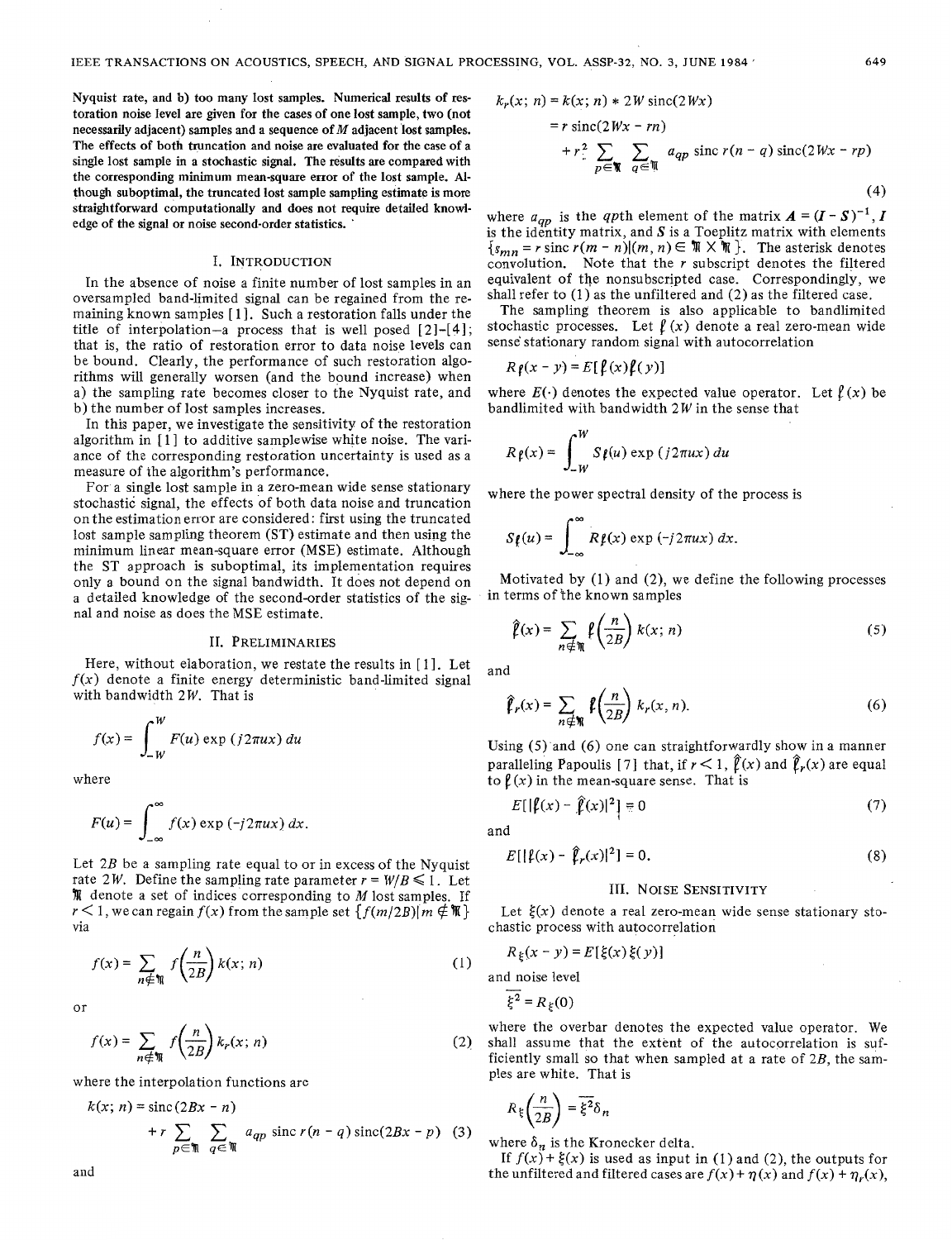Nyquist rate, and b) too many lost samples. Numerical results of restoration noise level are given for the cases of one lost sample, two (not necessarily adjacent) samples and a sequence of $M$ adjacent lost samples. The effects of both truncation and noise are evaluated for the case of a single lost sample in a stochastic signal. The results are compared with the corresponding minimum mean-square error of the lost sample. Although suboptimal, the truncated lost sample sampling estimate is more straightforward computationally and does not require detailed knowledge of the signal or noise second-order statistics.

## I. Introduction

In the absence of noise a finite number of lost samples in an oversampled band-limited signal can be regained from the remaining known samples [1]. Such a restoration falls under the title of interpolation—a process that is well posed [2]–[4]; that is, the ratio of restoration error to data noise levels can be bound. Clearly, the performance of such restoration algorithms will generally worsen (and the bound increase) when a) the sampling rate becomes closer to the Nyquist rate, and b) the number of lost samples increases.

In this paper, we investigate the sensitivity of the restoration algorithm in [1] to additive samplewise white noise. The variance of the corresponding restoration uncertainty is used as a measure of the algorithm's performance.

For a single lost sample in a zero-mean wide sense stationary stochastic signal, the effects of both data noise and truncation on the estimation error are considered: first using the truncated lost sample sampling theorem (ST) estimate and then using the minimum linear mean-square error (MSE) estimate. Although the ST approach is suboptimal, its implementation requires only a bound on the signal bandwidth. It does not depend on a detailed knowledge of the second-order statistics of the signal and noise as does the MSE estimate.

## II. Preliminaries

Here, without elaboration, we restate the results in [1]. Let $f(x)$ denote a finite energy deterministic band-limited signal with bandwidth $2W$. That is

$$f(x) = \int_{-W}^{W} F(u) \exp(j2\pi ux)\, du$$

where

$$F(u) = \int_{-\infty}^{\infty} f(x) \exp(-j2\pi ux)\, dx.$$

Let $2B$ be a sampling rate equal to or in excess of the Nyquist rate $2W$. Define the sampling rate parameter $r = W/B \leqslant 1$. Let $\mathfrak{M}$ denote a set of indices corresponding to $M$ lost samples. If $r < 1$, we can regain $f(x)$ from the sample set $\{f(m/2B) | m \notin \mathfrak{M}\}$ via

$$f(x) = \sum_{n \notin \mathfrak{M}} f\left(\frac{n}{2B}\right) k(x; n) \tag{1}$$

or

$$f(x) = \sum_{n \notin \mathfrak{M}} f\left(\frac{n}{2B}\right) k_r(x; n) \tag{2}$$

where the interpolation functions are

$$k(x; n) = \text{sinc}(2Bx - n) + r \sum_{p \in \mathfrak{M}} \sum_{q \in \mathfrak{M}} a_{qp} \,\text{sinc}\, r(n - q)\, \text{sinc}(2Bx - p) \tag{3}$$

and

$$\begin{aligned} k_r(x; n) &= k(x; n) * 2W \,\text{sinc}(2Wx) \\ &= r \,\text{sinc}(2Wx - rn) \\ &\quad + r^2 \sum_{p \in \mathfrak{M}} \sum_{q \in \mathfrak{M}} a_{qp} \,\text{sinc}\, r(n - q)\, \text{sinc}(2Wx - rp) \end{aligned} \tag{4}$$

where $a_{qp}$ is the $qp$th element of the matrix $\boldsymbol{A} = (\boldsymbol{I} - \boldsymbol{S})^{-1}$, $\boldsymbol{I}$ is the identity matrix, and $\boldsymbol{S}$ is a Toeplitz matrix with elements $\{s_{mn} = r \,\text{sinc}\, r(m - n) | (m, n) \in \mathfrak{M} \times \mathfrak{M}\}$. The asterisk denotes convolution. Note that the $r$ subscript denotes the filtered equivalent of the nonsubscripted case. Correspondingly, we shall refer to (1) as the unfiltered and (2) as the filtered case.

The sampling theorem is also applicable to bandlimited stochastic processes. Let $\mathfrak{f}(x)$ denote a real zero-mean wide sense stationary random signal with autocorrelation

$$R_{\mathfrak{f}}(x - y) = E[\mathfrak{f}(x)\mathfrak{f}(y)]$$

where $E(\cdot)$ denotes the expected value operator. Let $\mathfrak{f}(x)$ be bandlimited with bandwidth $2W$ in the sense that

$$R_{\mathfrak{f}}(x) = \int_{-W}^{W} S_{\mathfrak{f}}(u) \exp(j2\pi ux)\, du$$

where the power spectral density of the process is

$$S_{\mathfrak{f}}(u) = \int_{-\infty}^{\infty} R_{\mathfrak{f}}(x) \exp(-j2\pi ux)\, dx.$$

Motivated by (1) and (2), we define the following processes in terms of the known samples

$$\hat{\mathfrak{f}}(x) = \sum_{n \notin \mathfrak{M}} \mathfrak{f}\left(\frac{n}{2B}\right) k(x; n) \tag{5}$$

and

$$\hat{\mathfrak{f}}_r(x) = \sum_{n \notin \mathfrak{M}} \mathfrak{f}\left(\frac{n}{2B}\right) k_r(x, n). \tag{6}$$

Using (5) and (6) one can straightforwardly show in a manner paralleling Papoulis [7] that, if $r < 1$, $\hat{\mathfrak{f}}(x)$ and $\hat{\mathfrak{f}}_r(x)$ are equal to $\mathfrak{f}(x)$ in the mean-square sense. That is

$$E[|\mathfrak{f}(x) - \hat{\mathfrak{f}}(x)|^2] = 0 \tag{7}$$

and

$$E[|\mathfrak{f}(x) - \hat{\mathfrak{f}}_r(x)|^2] = 0. \tag{8}$$

## III. Noise Sensitivity

Let $\xi(x)$ denote a real zero-mean wide sense stationary stochastic process with autocorrelation

$$R_{\xi}(x - y) = E[\xi(x)\xi(y)]$$

and noise level

$$\overline{\xi^2} = R_{\xi}(0)$$

where the overbar denotes the expected value operator. We shall assume that the extent of the autocorrelation is sufficiently small so that when sampled at a rate of $2B$, the samples are white. That is

$$R_{\xi}\left(\frac{n}{2B}\right) = \overline{\xi^2}\delta_n$$

where $\delta_n$ is the Kronecker delta.

If $f(x) + \xi(x)$ is used as input in (1) and (2), the outputs for the unfiltered and filtered cases are $f(x) + \eta(x)$ and $f(x) + \eta_r(x)$,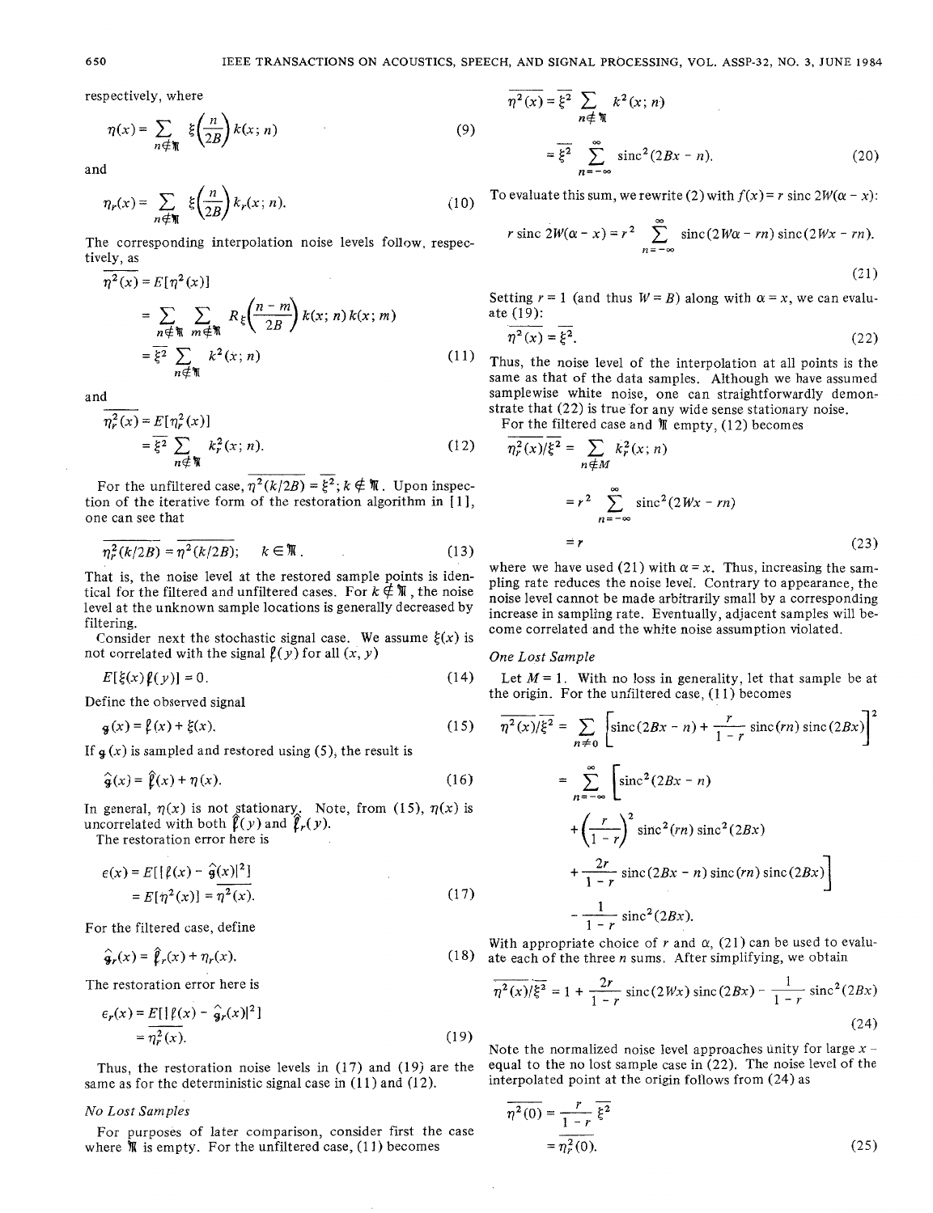respectively, where

$$\eta(x) = \sum_{n \notin \mathfrak{M}} \xi\left(\frac{n}{2B}\right) k(x; n) \tag{9}$$

and

$$\eta_r(x) = \sum_{n \notin \mathfrak{M}} \xi\left(\frac{n}{2B}\right) k_r(x; n). \tag{10}$$

The corresponding interpolation noise levels follow, respectively, as

$$\begin{aligned}\overline{\eta^2(x)} &= E[\eta^2(x)] \\ &= \sum_{n \notin \mathfrak{M}} \sum_{m \notin \mathfrak{M}} R_\xi\left(\frac{n-m}{2B}\right) k(x; n) k(x; m) \\ &= \overline{\xi^2} \sum_{n \notin \mathfrak{M}} k^2(x; n)\end{aligned} \tag{11}$$

and

$$\begin{aligned}\overline{\eta_r^2(x)} &= E[\eta_r^2(x)] \\ &= \overline{\xi^2} \sum_{n \notin \mathfrak{M}} k_r^2(x; n).\end{aligned} \tag{12}$$

For the unfiltered case, $\overline{\eta^2(k/2B)} = \overline{\xi^2}$; $k \notin \mathfrak{M}$. Upon inspection of the iterative form of the restoration algorithm in [1], one can see that

$$\overline{\eta_r^2(k/2B)} = \overline{\eta^2(k/2B)}; \quad k \in \mathfrak{M}. \tag{13}$$

That is, the noise level at the restored sample points is identical for the filtered and unfiltered cases. For $k \notin \mathfrak{M}$, the noise level at the unknown sample locations is generally decreased by filtering.

Consider next the stochastic signal case. We assume $\xi(x)$ is not correlated with the signal $f(y)$ for all $(x, y)$

$$E[\xi(x) f(y)] = 0. \tag{14}$$

Define the observed signal

$$g(x) = f(x) + \xi(x). \tag{15}$$

If $g(x)$ is sampled and restored using (5), the result is

$$\hat{g}(x) = \hat{f}(x) + \eta(x). \tag{16}$$

In general, $\eta(x)$ is not stationary. Note, from (15), $\eta(x)$ is uncorrelated with both $f(y)$ and $f_r(y)$.

The restoration error here is

$$\begin{aligned}\epsilon(x) &= E[|f(x) - \hat{g}(x)|^2] \\ &= E[\eta^2(x)] = \overline{\eta^2(x)}.\end{aligned} \tag{17}$$

For the filtered case, define

$$\hat{g}_r(x) = \hat{f}_r(x) + \eta_r(x). \tag{18}$$

The restoration error here is

$$\begin{aligned}\epsilon_r(x) &= E[|f(x) - \hat{g}_r(x)|^2] \\ &= \overline{\eta_r^2(x)}.\end{aligned} \tag{19}$$

Thus, the restoration noise levels in (17) and (19) are the same as for the deterministic signal case in (11) and (12).

*No Lost Samples*

For purposes of later comparison, consider first the case where $\mathfrak{M}$ is empty. For the unfiltered case, (11) becomes

$$\begin{aligned}\overline{\eta^2(x)} &= \overline{\xi^2} \sum_{n \notin \mathfrak{M}} k^2(x; n) \\ &= \overline{\xi^2} \sum_{n=-\infty}^{\infty} \operatorname{sinc}^2(2Bx - n).\end{aligned} \tag{20}$$

To evaluate this sum, we rewrite (2) with $f(x) = r \operatorname{sinc} 2W(\alpha - x)$:

$$r \operatorname{sinc} 2W(\alpha - x) = r^2 \sum_{n=-\infty}^{\infty} \operatorname{sinc}(2W\alpha - rn) \operatorname{sinc}(2Wx - rn). \tag{21}$$

Setting $r = 1$ (and thus $W = B$) along with $\alpha = x$, we can evaluate (19):

$$\overline{\eta^2(x)} = \overline{\xi^2}. \tag{22}$$

Thus, the noise level of the interpolation at all points is the same as that of the data samples. Although we have assumed samplewise white noise, one can straightforwardly demonstrate that (22) is true for any wide sense stationary noise.

For the filtered case and $\mathfrak{M}$ empty, (12) becomes

$$\begin{aligned}\overline{\eta_r^2(x)}/\overline{\xi^2} &= \sum_{n \notin M} k_r^2(x; n) \\ &= r^2 \sum_{n=-\infty}^{\infty} \operatorname{sinc}^2(2Wx - rn) \\ &= r\end{aligned} \tag{23}$$

where we have used (21) with $\alpha = x$. Thus, increasing the sampling rate reduces the noise level. Contrary to appearance, the noise level cannot be made arbitrarily small by a corresponding increase in sampling rate. Eventually, adjacent samples will become correlated and the white noise assumption violated.

*One Lost Sample*

Let $M = 1$. With no loss in generality, let that sample be at the origin. For the unfiltered case, (11) becomes

$$\begin{aligned}\overline{\eta^2(x)}/\overline{\xi^2} &= \sum_{n \neq 0} \left[\operatorname{sinc}(2Bx - n) + \frac{r}{1-r} \operatorname{sinc}(rn) \operatorname{sinc}(2Bx)\right]^2 \\ &= \sum_{n=-\infty}^{\infty} \left[\operatorname{sinc}^2(2Bx - n) \right. \\ &\quad + \left(\frac{r}{1-r}\right)^2 \operatorname{sinc}^2(rn) \operatorname{sinc}^2(2Bx) \\ &\quad \left. + \frac{2r}{1-r} \operatorname{sinc}(2Bx - n) \operatorname{sinc}(rn) \operatorname{sinc}(2Bx)\right] \\ &\quad - \frac{1}{1-r} \operatorname{sinc}^2(2Bx).\end{aligned}$$

With appropriate choice of $r$ and $\alpha$, (21) can be used to evaluate each of the three $n$ sums. After simplifying, we obtain

$$\overline{\eta^2(x)}/\overline{\xi^2} = 1 + \frac{2r}{1-r} \operatorname{sinc}(2Wx) \operatorname{sinc}(2Bx) - \frac{1}{1-r} \operatorname{sinc}^2(2Bx) \tag{24}$$

Note the normalized noise level approaches unity for large $x$ – equal to the no lost sample case in (22). The noise level of the interpolated point at the origin follows from (24) as

$$\begin{aligned}\overline{\eta^2(0)} &= \frac{r}{1-r} \overline{\xi^2} \\ &= \overline{\eta_r^2(0)}.\end{aligned} \tag{25}$$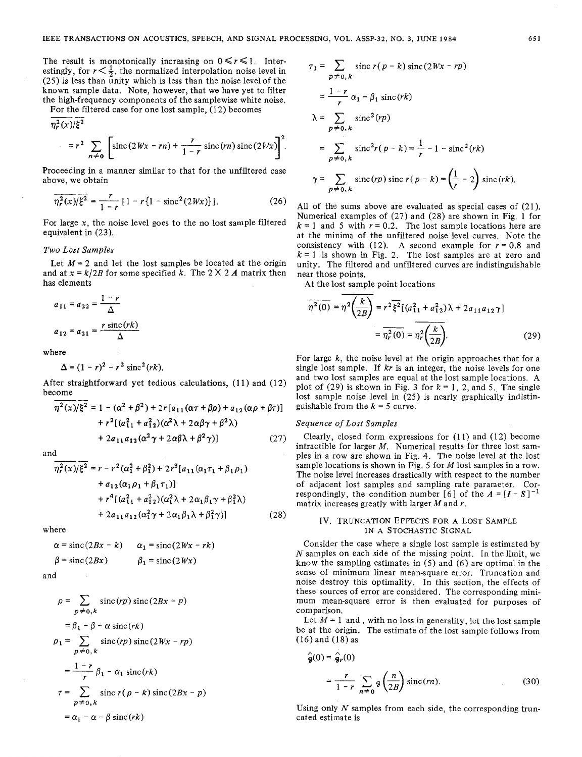The result is monotonically increasing on $0 \leqslant r \leqslant 1$. Interestingly, for $r < \frac{1}{2}$, the normalized interpolation noise level in (25) is less than unity which is less than the noise level of the known sample data. Note, however, that we have yet to filter the high-frequency components of the samplewise white noise.

For the filtered case for one lost sample, (12) becomes

$$\overline{\eta_r^2(x)}/\overline{\xi^2} = r^2 \sum_{n \neq 0} \left[ \operatorname{sinc}(2Wx - rn) + \frac{r}{1-r} \operatorname{sinc}(rn) \operatorname{sinc}(2Wx) \right]^2.$$

Proceeding in a manner similar to that for the unfiltered case above, we obtain

$$\overline{\eta_r^2(x)}/\overline{\xi^2} = \frac{r}{1-r} [1 - r\{1 - \operatorname{sinc}^2(2Wx)\}]. \tag{26}$$

For large $x$, the noise level goes to the no lost sample filtered equivalent in (23).

*Two Lost Samples*

Let $M = 2$ and let the lost samples be located at the origin and at $x = k/2B$ for some specified $k$. The $2 \times 2$ $\boldsymbol{A}$ matrix then has elements

$$a_{11} = a_{22} = \frac{1-r}{\Delta}$$

$$a_{12} = a_{21} = \frac{r \operatorname{sinc}(rk)}{\Delta}$$

where

$$\Delta = (1-r)^2 - r^2 \operatorname{sinc}^2(rk).$$

After straightforward yet tedious calculations, (11) and (12) become

$$\begin{aligned}\overline{\eta^2(x)}/\overline{\xi^2} = 1 &- (\alpha^2 + \beta^2) + 2r[a_{11}(\alpha\tau + \beta\rho) + a_{12}(\alpha\rho + \beta\tau)] \\ &+ r^2[(a_{11}^2 + a_{12}^2)(\alpha^2\lambda + 2\alpha\beta\gamma + \beta^2\lambda) \\ &+ 2a_{11}a_{12}(\alpha^2\gamma + 2\alpha\beta\lambda + \beta^2\gamma)]\end{aligned} \tag{27}$$

and

$$\begin{aligned}\overline{\eta_r^2(x)}/\overline{\xi^2} = r &- r^2(\alpha_1^2 + \beta_1^2) + 2r^3[a_{11}(\alpha_1\tau_1 + \beta_1\rho_1) \\ &+ a_{12}(\alpha_1\rho_1 + \beta_1\tau_1)] \\ &+ r^4[(a_{11}^2 + a_{12}^2)(\alpha_1^2\lambda + 2\alpha_1\beta_1\gamma + \beta_1^2\lambda) \\ &+ 2a_{11}a_{12}(\alpha_1^2\gamma + 2\alpha_1\beta_1\lambda + \beta_1^2\gamma)]\end{aligned} \tag{28}$$

where

$$\alpha = \operatorname{sinc}(2Bx - k) \qquad \alpha_1 = \operatorname{sinc}(2Wx - rk)$$

$$\beta = \operatorname{sinc}(2Bx) \qquad \beta_1 = \operatorname{sinc}(2Wx)$$

and

$$\begin{aligned}\rho &= \sum_{p \neq 0,k} \operatorname{sinc}(rp) \operatorname{sinc}(2Bx - p) \\ &= \beta_1 - \beta - \alpha \operatorname{sinc}(rk)\end{aligned}$$

$$\begin{aligned}\rho_1 &= \sum_{p \neq 0,k} \operatorname{sinc}(rp) \operatorname{sinc}(2Wx - rp) \\ &= \frac{1-r}{r} \beta_1 - \alpha_1 \operatorname{sinc}(rk)\end{aligned}$$

$$\begin{aligned}\tau &= \sum_{p \neq 0,k} \operatorname{sinc} r(p-k) \operatorname{sinc}(2Bx - p) \\ &= \alpha_1 - \alpha - \beta \operatorname{sinc}(rk)\end{aligned}$$

$$\begin{aligned}\tau_1 &= \sum_{p \neq 0,k} \operatorname{sinc} r(p-k) \operatorname{sinc}(2Wx - rp) \\ &= \frac{1-r}{r} \alpha_1 - \beta_1 \operatorname{sinc}(rk)\end{aligned}$$

$$\begin{aligned}\lambda &= \sum_{p \neq 0,k} \operatorname{sinc}^2(rp) \\ &= \sum_{p \neq 0,k} \operatorname{sinc}^2 r(p-k) = \frac{1}{r} - 1 - \operatorname{sinc}^2(rk)\end{aligned}$$

$$\gamma = \sum_{p \neq 0,k} \operatorname{sinc}(rp) \operatorname{sinc} r(p-k) = \left(\frac{1}{r} - 2\right) \operatorname{sinc}(rk).$$

All of the sums above are evaluated as special cases of (21). Numerical examples of (27) and (28) are shown in Fig. 1 for $k = 1$ and 5 with $r = 0.2$. The lost sample locations here are at the minima of the unfiltered noise level curves. Note the consistency with (12). A second example for $r = 0.8$ and $k = 1$ is shown in Fig. 2. The lost samples are at zero and unity. The filtered and unfiltered curves are indistinguishable near those points.

At the lost sample point locations

$$\begin{aligned}\overline{\eta^2(0)} = \overline{\eta^2\left(\frac{k}{2B}\right)} &= r^2 \overline{\xi^2} [(a_{11}^2 + a_{12}^2)\lambda + 2a_{11}a_{12}\gamma] \\ &= \overline{\eta_r^2(0)} = \overline{\eta_r^2\left(\frac{k}{2B}\right)}.\end{aligned} \tag{29}$$

For large $k$, the noise level at the origin approaches that for a single lost sample. If $kr$ is an integer, the noise levels for one and two lost samples are equal at the lost sample locations. A plot of (29) is shown in Fig. 3 for $k = 1$, 2, and 5. The single lost sample noise level in (25) is nearly graphically indistinguishable from the $k = 5$ curve.

*Sequence of Lost Samples*

Clearly, closed form expressions for (11) and (12) become intractible for larger $M$. Numerical results for three lost samples in a row are shown in Fig. 4. The noise level at the lost sample locations is shown in Fig. 5 for $M$ lost samples in a row. The noise level increases drastically with respect to the number of adjacent lost samples and sampling rate parameter. Correspondingly, the condition number [6] of the $\boldsymbol{A} = [\boldsymbol{I} - \boldsymbol{S}]^{-1}$ matrix increases greatly with larger $M$ and $r$.

## IV. Truncation Effects for a Lost Sample in a Stochastic Signal

Consider the case where a single lost sample is estimated by $N$ samples on each side of the missing point. In the limit, we know the sampling estimates in (5) and (6) are optimal in the sense of minimum linear mean-square error. Truncation and noise destroy this optimality. In this section, the effects of these sources of error are considered. The corresponding minimum mean-square error is then evaluated for purposes of comparison.

Let $M = 1$ and, with no loss in generality, let the lost sample be at the origin. The estimate of the lost sample follows from (16) and (18) as

$$\begin{aligned}\hat{g}(0) &= \hat{g}_r(0) \\ &= \frac{r}{1-r} \sum_{n \neq 0} g\left(\frac{n}{2B}\right) \operatorname{sinc}(rn).\end{aligned} \tag{30}$$

Using only $N$ samples from each side, the corresponding truncated estimate is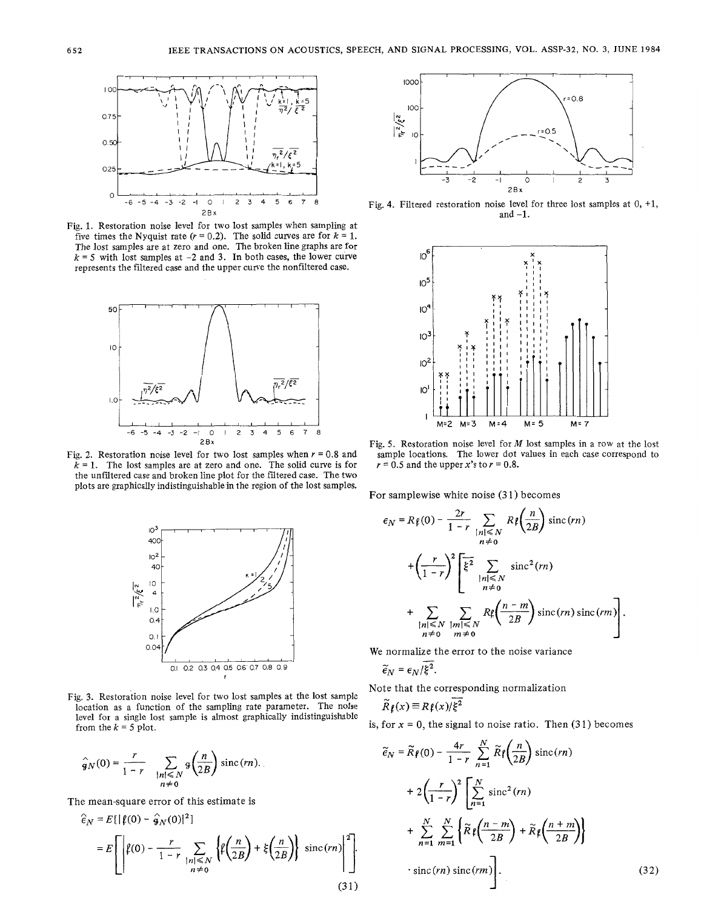Fig. 1. Restoration noise level for two lost samples when sampling at five times the Nyquist rate ($r = 0.2$). The solid curves are for $k = 1$. The lost samples are at zero and one. The broken line graphs are for $k = 5$ with lost samples at $-2$ and 3. In both cases, the lower curve represents the filtered case and the upper curve the nonfiltered case.

Fig. 2. Restoration noise level for two lost samples when $r = 0.8$ and $k = 1$. The lost samples are at zero and one. The solid curve is for the unfiltered case and broken line plot for the filtered case. The two plots are graphically indistinguishable in the region of the lost samples.

Fig. 3. Restoration noise level for two lost samples at the lost sample location as a function of the sampling rate parameter. The noise level for a single lost sample is almost graphically indistinguishable from the $k = 5$ plot.

$$\hat{g}_N(0) = \frac{r}{1-r} \sum_{\substack{|n| \leq N \\ n \neq 0}} g\left(\frac{n}{2B}\right) \operatorname{sinc}(rn).$$

The mean-square error of this estimate is

$$\begin{aligned} \epsilon_N &= E[|f(0) - \hat{g}_N(0)|^2] \\ &= E\left[\left| f(0) - \frac{r}{1-r} \sum_{\substack{|n| \leq N \\ n \neq 0}} \left\{ f\left(\frac{n}{2B}\right) + \xi\left(\frac{n}{2B}\right) \right\} \operatorname{sinc}(rn) \right|^2\right]. \end{aligned} \tag{31}$$

Fig. 4. Filtered restoration noise level for three lost samples at 0, +1, and $-1$.

Fig. 5. Restoration noise level for $M$ lost samples in a row at the lost sample locations. The lower dot values in each case correspond to $r = 0.5$ and the upper $x$'s to $r = 0.8$.

For samplewise white noise (31) becomes

$$\begin{aligned} \epsilon_N = R_f(0) &- \frac{2r}{1-r} \sum_{\substack{|n| \leq N \\ n \neq 0}} R_f\left(\frac{n}{2B}\right) \operatorname{sinc}(rn) \\ &+ \left(\frac{r}{1-r}\right)^2 \left[ \overline{\xi^2} \sum_{\substack{|n| \leq N \\ n \neq 0}} \operatorname{sinc}^2(rn) \right. \\ &\left. + \sum_{\substack{|n| \leq N \\ n \neq 0}} \sum_{\substack{|m| \leq N \\ m \neq 0}} R_f\left(\frac{n-m}{2B}\right) \operatorname{sinc}(rn) \operatorname{sinc}(rm) \right]. \end{aligned}$$

We normalize the error to the noise variance

$$\tilde{\epsilon}_N = \epsilon_N / \overline{\xi^2}.$$

Note that the corresponding normalization

$$\tilde{R}_f(x) \equiv R_f(x) / \overline{\xi^2}$$

is, for $x = 0$, the signal to noise ratio. Then (31) becomes

$$\begin{aligned} \tilde{\epsilon}_N = \tilde{R}_f(0) &- \frac{4r}{1-r} \sum_{n=1}^{N} \tilde{R}_f\left(\frac{n}{2B}\right) \operatorname{sinc}(rn) \\ &+ 2\left(\frac{r}{1-r}\right)^2 \left[ \sum_{n=1}^{N} \operatorname{sinc}^2(rn) \right. \\ &+ \sum_{n=1}^{N} \sum_{m=1}^{N} \left\{ \tilde{R}_f\left(\frac{n-m}{2B}\right) + \tilde{R}_f\left(\frac{n+m}{2B}\right) \right\} \\ &\left. \cdot \operatorname{sinc}(rn) \operatorname{sinc}(rm) \right]. \end{aligned} \tag{32}$$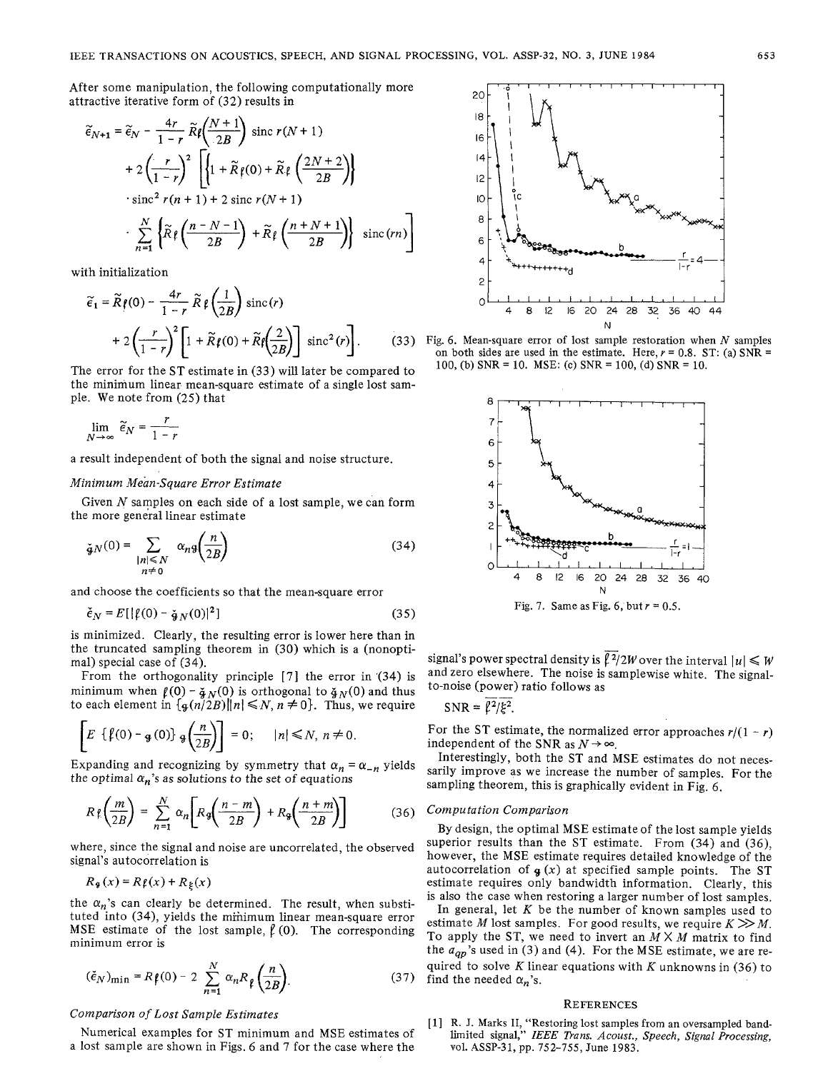After some manipulation, the following computationally more attractive iterative form of (32) results in

$$\tilde{e}_{N+1} = \tilde{e}_N - \frac{4r}{1-r}\tilde{R}_f\left(\frac{N+1}{2B}\right)\operatorname{sinc} r(N+1)$$
$$+ 2\left(\frac{r}{1-r}\right)^2 \left[\left\{1 + \tilde{R}_f(0) + \tilde{R}_f\left(\frac{2N+2}{2B}\right)\right\}\right.$$
$$\cdot \operatorname{sinc}^2 r(n+1) + 2 \operatorname{sinc} r(N+1)$$
$$\left.\cdot \sum_{n=1}^{N}\left\{\tilde{R}_f\left(\frac{n-N-1}{2B}\right) + \tilde{R}_f\left(\frac{n+N+1}{2B}\right)\right\}\operatorname{sinc}(rn)\right]$$

with initialization

$$\tilde{e}_1 = \tilde{R}_f(0) - \frac{4r}{1-r}\tilde{R}_f\left(\frac{1}{2B}\right)\operatorname{sinc}(r)$$
$$+ 2\left(\frac{r}{1-r}\right)^2\left[1 + \tilde{R}_f(0) + \tilde{R}_f\left(\frac{2}{2B}\right)\right]\operatorname{sinc}^2(r). \quad (33)$$

The error for the ST estimate in (33) will later be compared to the minimum linear mean-square estimate of a single lost sample. We note from (25) that

$$\lim_{N\to\infty} \tilde{e}_N = \frac{r}{1-r}$$

a result independent of both the signal and noise structure.

*Minimum Mean-Square Error Estimate*

Given $N$ samples on each side of a lost sample, we can form the more general linear estimate

$$\check{g}_N(0) = \sum_{\substack{|n|\leq N \\ n\neq 0}} \alpha_n g\left(\frac{n}{2B}\right) \quad (34)$$

and choose the coefficients so that the mean-square error

$$\check{e}_N = E[|f(0) - \check{g}_N(0)|^2] \quad (35)$$

is minimized. Clearly, the resulting error is lower here than in the truncated sampling theorem in (30) which is a (nonoptimal) special case of (34).

From the orthogonality principle [7] the error in (34) is minimum when $f(0) - \check{g}_N(0)$ is orthogonal to $\check{g}_N(0)$ and thus to each element in $\{g(n/2B)\,|\,|n| \leq N, n \neq 0\}$. Thus, we require

$$\left[E\,\{f(0) - g(0)\}\,g\left(\frac{n}{2B}\right)\right] = 0; \qquad |n| \leq N,\ n \neq 0.$$

Expanding and recognizing by symmetry that $\alpha_n = \alpha_{-n}$ yields the optimal $\alpha_n$'s as solutions to the set of equations

$$R_f\left(\frac{m}{2B}\right) = \sum_{n=1}^{N}\alpha_n\left[R_g\left(\frac{n-m}{2B}\right) + R_g\left(\frac{n+m}{2B}\right)\right] \quad (36)$$

where, since the signal and noise are uncorrelated, the observed signal's autocorrelation is

$$R_g(x) = R_f(x) + R_\xi(x)$$

the $\alpha_n$'s can clearly be determined. The result, when substituted into (34), yields the minimum linear mean-square error MSE estimate of the lost sample, $f(0)$. The corresponding minimum error is

$$(\check{e}_N)_{\min} = R_f(0) - 2\sum_{n=1}^{N}\alpha_n R_f\left(\frac{n}{2B}\right). \quad (37)$$

*Comparison of Lost Sample Estimates*

Numerical examples for ST minimum and MSE estimates of a lost sample are shown in Figs. 6 and 7 for the case where the signal's power spectral density is $\overline{f^2}/2W$ over the interval $|u| \leq W$ and zero elsewhere. The noise is samplewise white. The signal-to-noise (power) ratio follows as

$$\mathrm{SNR} = \overline{f^2}/\overline{\xi^2}.$$

For the ST estimate, the normalized error approaches $r/(1-r)$ independent of the SNR as $N \to \infty$.

Interestingly, both the ST and MSE estimates do not necessarily improve as we increase the number of samples. For the sampling theorem, this is graphically evident in Fig. 6.

Fig. 6. Mean-square error of lost sample restoration when $N$ samples on both sides are used in the estimate. Here, $r = 0.8$. ST: (a) SNR = 100, (b) SNR = 10. MSE: (c) SNR = 100, (d) SNR = 10.

Fig. 7. Same as Fig. 6, but $r = 0.5$.

*Computation Comparison*

By design, the optimal MSE estimate of the lost sample yields superior results than the ST estimate. From (34) and (36), however, the MSE estimate requires detailed knowledge of the autocorrelation of $g(x)$ at specified sample points. The ST estimate requires only bandwidth information. Clearly, this is also the case when restoring a larger number of lost samples.

In general, let $K$ be the number of known samples used to estimate $M$ lost samples. For good results, we require $K \gg M$. To apply the ST, we need to invert an $M \times M$ matrix to find the $a_{qp}$'s used in (3) and (4). For the MSE estimate, we are required to solve $K$ linear equations with $K$ unknowns in (36) to find the needed $\alpha_n$'s.

## References

[1] R. J. Marks II, "Restoring lost samples from an oversampled band-limited signal," *IEEE Trans. Acoust., Speech, Signal Processing*, vol. ASSP-31, pp. 752–755, June 1983.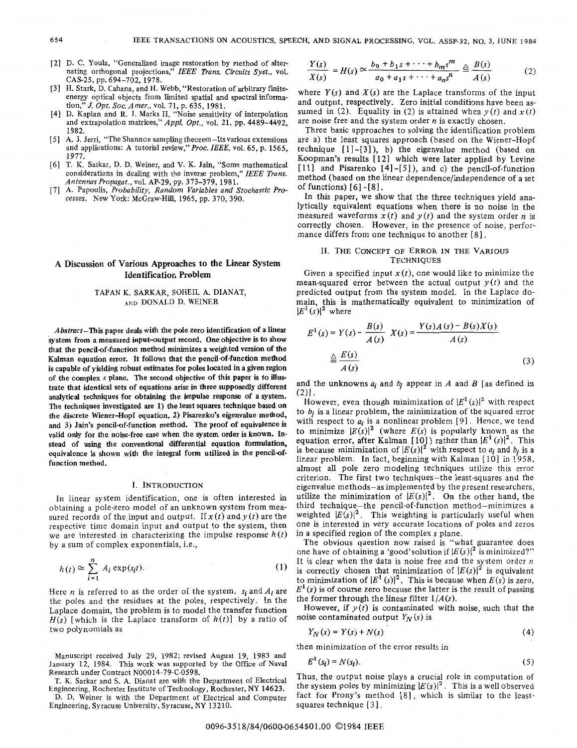[2] D. C. Youla, "Generalized image restoration by method of alternating orthogonal projections," *IEEE Trans. Circuits Syst.*, vol. CAS-25, pp. 694-702, 1978.

[3] H. Stark, D. Cahana, and H. Webb, "Restoration of arbitrary finite-energy optical objects from limited spatial and spectral information," *J. Opt. Soc. Amer.*, vol. 71, p. 635, 1981.

[4] D. Kaplan and R. J. Marks II, "Noise sensitivity of interpolation and extrapolation matrices," *Appl. Opt.*, vol. 21, pp. 4489-4492, 1982.

[5] A. J. Jerri, "The Shannon sampling theorem—Its various extensions and applications: A tutorial review," *Proc. IEEE*, vol. 65, p. 1565, 1977.

[6] T. K. Sarkar, D. D. Weiner, and V. K. Jain, "Some mathematical considerations in dealing with the inverse problem," *IEEE Trans. Antennas Propagat.*, vol. AP-29, pp. 373-379, 1981.

[7] A. Papoulis, *Probability, Random Variables and Stochastic Processes*. New York: McGraw-Hill, 1965, pp. 370, 390.

# A Discussion of Various Approaches to the Linear System Identification Problem

TAPAN K. SARKAR, SOHEIL A. DIANAT, AND DONALD D. WEINER

*Abstract*—This paper deals with the pole zero identification of a linear system from a measured input-output record. One objective is to show that the pencil-of-function method minimizes a weighted version of the Kalman equation error. It follows that the pencil-of-function method is capable of yielding robust estimates for poles located in a given region of the complex $s$ plane. The second objective of this paper is to illustrate that identical sets of equations arise in three supposedly different analytical techniques for obtaining the impulse response of a system. The techniques investigated are 1) the least squares technique based on the discrete Wiener-Hopf equation, 2) Pisarenko's eigenvalue method, and 3) Jain's pencil-of-function method. The proof of equivalence is valid only for the noise-free case when the system order is known. Instead of using the conventional differential equation formulation, equivalence is shown with the integral form utilized in the pencil-of-function method.

## I. INTRODUCTION

In linear system identification, one is often interested in obtaining a pole-zero model of an unknown system from measured records of the input and output. If $x(t)$ and $y(t)$ are the respective time domain input and output to the system, then we are interested in characterizing the impulse response $h(t)$ by a sum of complex exponentials, i.e.,

$$h(t) \simeq \sum_{i=1}^{n} A_i \exp(s_i t). \tag{1}$$

Here $n$ is referred to as the order of the system. $s_i$ and $A_i$ are the poles and the residues at the poles, respectively. In the Laplace domain, the problem is to model the transfer function $H(s)$ [which is the Laplace transform of $h(t)$] by a ratio of two polynomials as

$$\frac{Y(s)}{X(s)} = H(s) \simeq \frac{b_0 + b_1 s + \cdots + b_m s^m}{a_0 + a_1 s + \cdots + a_n s^n} \triangleq \frac{B(s)}{A(s)} \tag{2}$$

where $Y(s)$ and $X(s)$ are the Laplace transforms of the input and output, respectively. Zero initial conditions have been assumed in (2). Equality in (2) is attained when $y(t)$ and $x(t)$ are noise free and the system order $n$ is exactly chosen.

Three basic approaches to solving the identification problem are a) the least squares approach (based on the Wiener-Hopf technique [1]-[3]), b) the eigenvalue method (based on Koopman's results [12] which were later applied by Levine [11] and Pisarenko [4]-[5]), and c) the pencil-of-function method (based on the linear dependence/independence of a set of functions) [6]-[8].

In this paper, we show that the three techniques yield analytically equivalent equations when there is no noise in the measured waveforms $x(t)$ and $y(t)$ and the system order $n$ is correctly chosen. However, in the presence of noise, performance differs from one technique to another [8].

## II. THE CONCEPT OF ERROR IN THE VARIOUS TECHNIQUES

Given a specified input $x(t)$, one would like to minimize the mean-squared error between the actual output $y(t)$ and the predicted output from the system model. In the Laplace domain, this is mathematically equivalent to minimization of $|E^1(s)|^2$ where

$$E^1(s) = Y(s) - \frac{B(s)}{A(s)} X(s) = \frac{Y(s)A(s) - B(s)X(s)}{A(s)} \triangleq \frac{E(s)}{A(s)} \tag{3}$$

and the unknowns $a_i$ and $b_j$ appear in $A$ and $B$ [as defined in (2)].

However, even though minimization of $|E^1(s)|^2$ with respect to $b_j$ is a linear problem, the minimization of the squared error with respect to $a_i$ is a nonlinear problem [9]. Hence, we tend to minimize $|E(s)|^2$ (where $E(s)$ is popularly known as the equation error, after Kalman [10]) rather than $|E^1(s)|^2$. This is because minimization of $|E(s)|^2$ with respect to $a_i$ and $b_j$ is a linear problem. In fact, beginning with Kalman [10] in 1958, almost all pole zero modeling techniques utilize this error criterion. The first two techniques—the least-squares and the eigenvalue methods—as implemented by the present researchers, utilize the minimization of $|E(s)|^2$. On the other hand, the third technique—the pencil-of-function method—minimizes a weighted $|E(s)|^2$. This weighting is particularly useful when one is interested in very accurate locations of poles and zeros in a specified region of the complex $s$ plane.

The obvious question now raised is "what guarantee does one have of obtaining a 'good' solution if $|E(s)|^2$ is minimized?" It is clear when the data is noise free and the system order $n$ is correctly chosen that minimization of $|E(s)|^2$ is equivalent to minimization of $|E^1(s)|^2$. This is because when $E(s)$ is zero, $E^1(s)$ is of course zero because the latter is the result of passing the former through the linear filter $1/A(s)$.

However, if $y(t)$ is contaminated with noise, such that the noise contaminated output $Y_N(s)$ is

$$Y_N(s) = Y(s) + N(s) \tag{4}$$

then minimization of the error results in

$$E^1(s_i) = N(s_i). \tag{5}$$

Thus, the output noise plays a crucial role in computation of the system poles by minimizing $|E(s)|^2$. This is a well observed fact for Prony's method [8], which is similar to the least-squares technique [3].

Manuscript received July 29, 1982; revised August 19, 1983 and January 12, 1984. This work was supported by the Office of Naval Research under Contract N00014-79-C-0598.

T. K. Sarkar and S. A. Dianat are with the Department of Electrical Engineering, Rochester Institute of Technology, Rochester, NY 14623.

D. D. Weiner is with the Department of Electrical and Computer Engineering, Syracuse University, Syracuse, NY 13210.

0096-3518/84/0600-0654$01.00 ©1984 IEEE